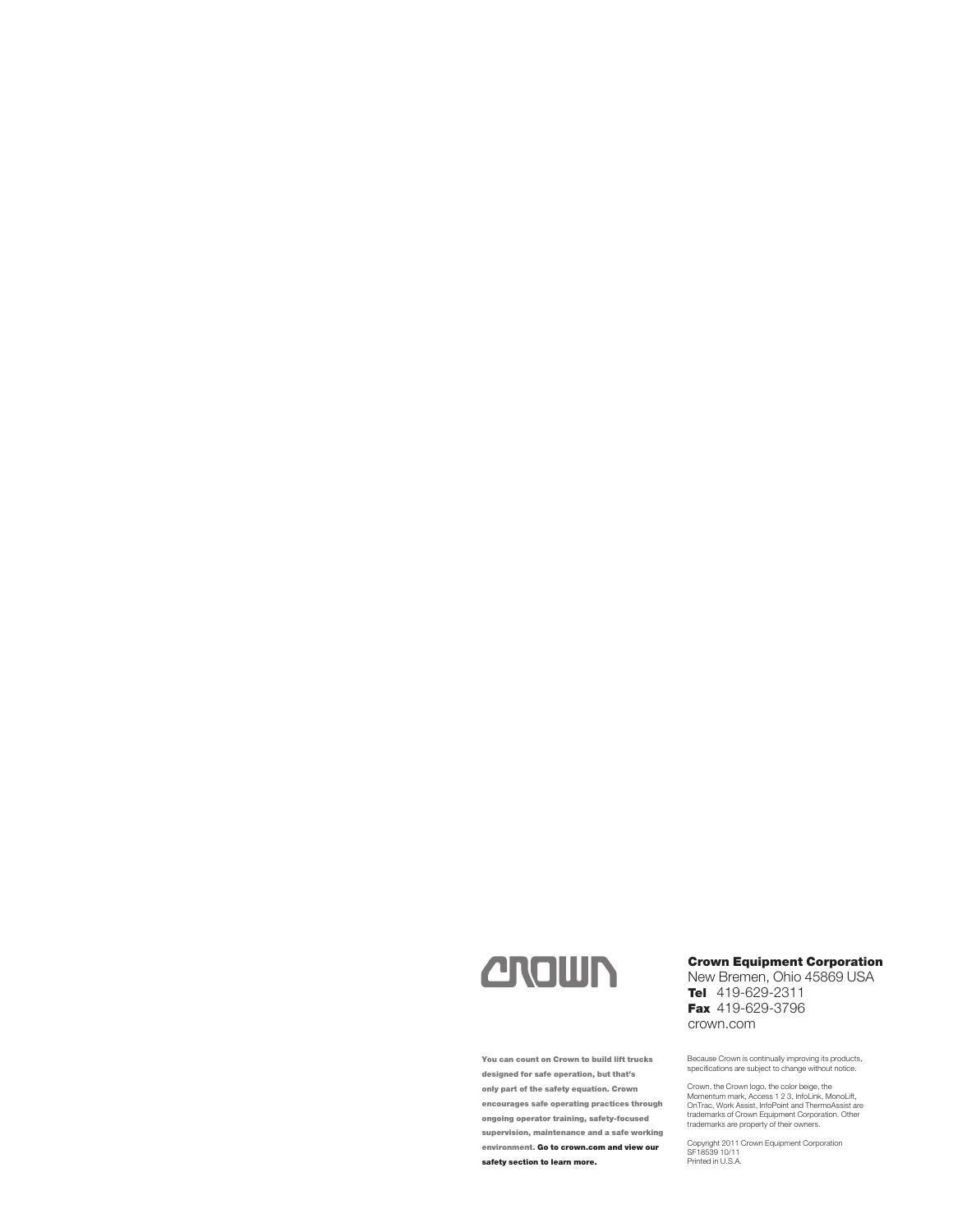CROWN

**Crown Equipment Corporation**
New Bremen, Ohio 45869 USA
**Tel** 419-629-2311
**Fax** 419-629-3796
crown.com

**You can count on Crown to build lift trucks designed for safe operation, but that's only part of the safety equation. Crown encourages safe operating practices through ongoing operator training, safety-focused supervision, maintenance and a safe working environment. Go to crown.com and view our safety section to learn more.**

Because Crown is continually improving its products, specifications are subject to change without notice.

Crown, the Crown logo, the color beige, the Momentum mark, Access 1 2 3, InfoLink, MonoLift, OnTrac, Work Assist, InfoPoint and ThermoAssist are trademarks of Crown Equipment Corporation. Other trademarks are property of their owners.

Copyright 2011 Crown Equipment Corporation
SF18539 10/11
Printed in U.S.A.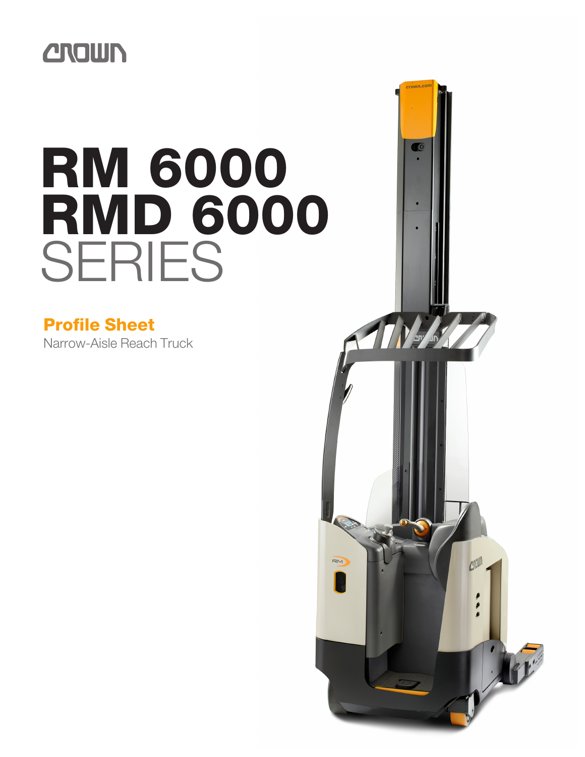# RM 6000
# RMD 6000
# SERIES

**Profile Sheet**

Narrow-Aisle Reach Truck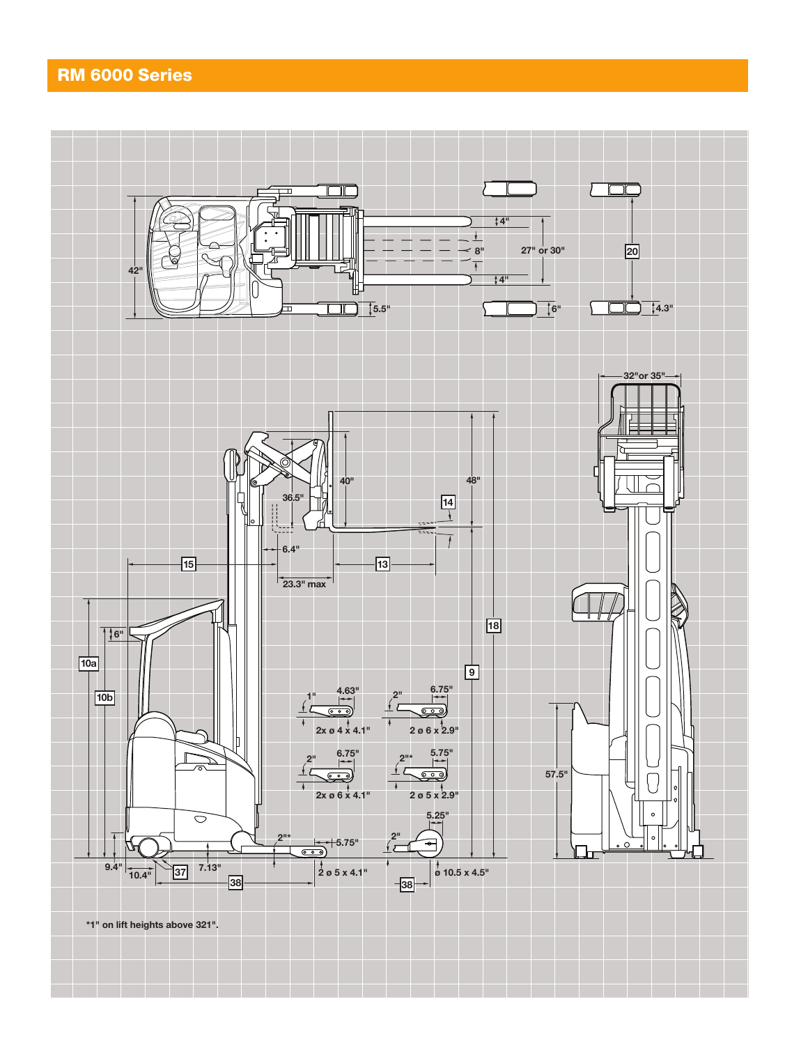# RM 6000 Series

*1" on lift heights above 321".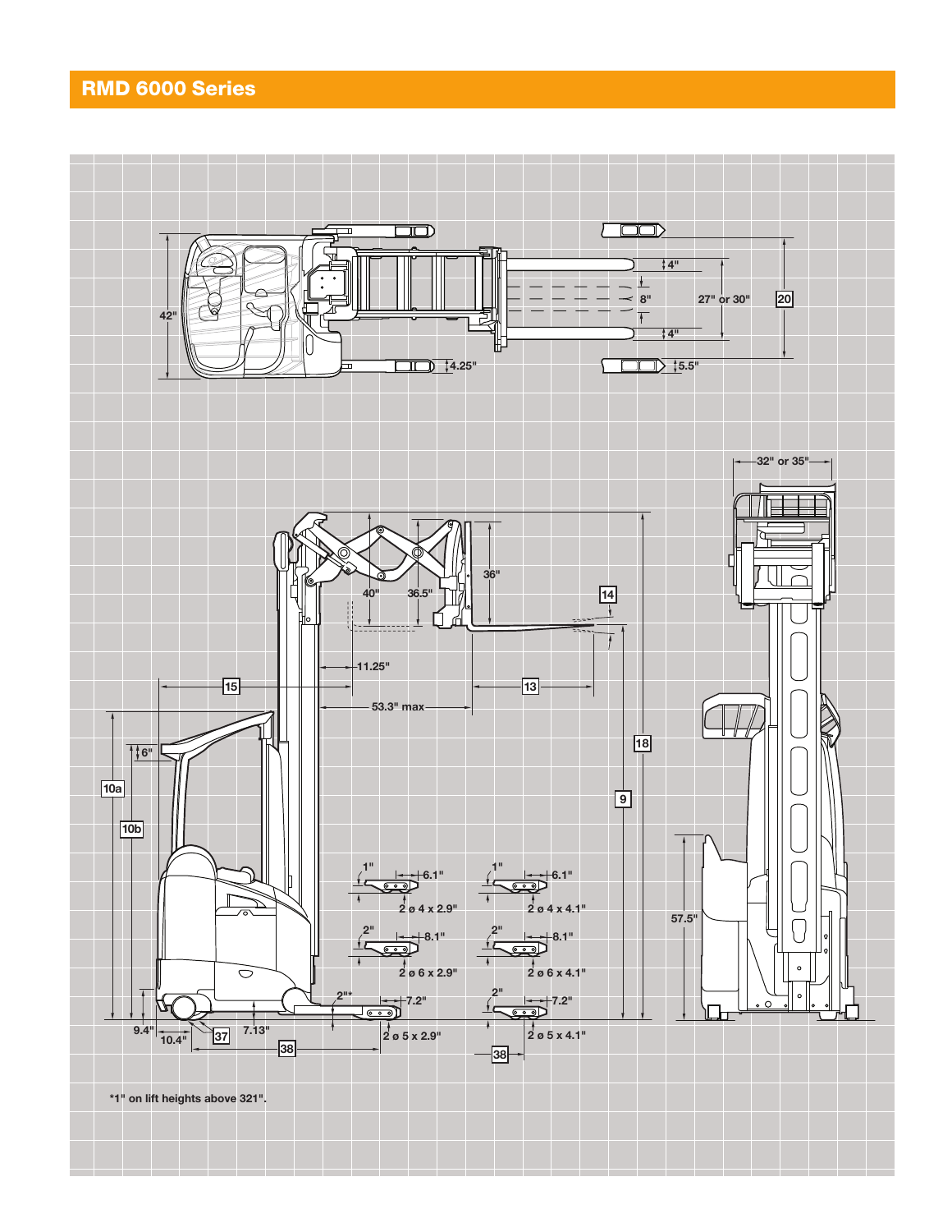# RMD 6000 Series

*1" on lift heights above 321".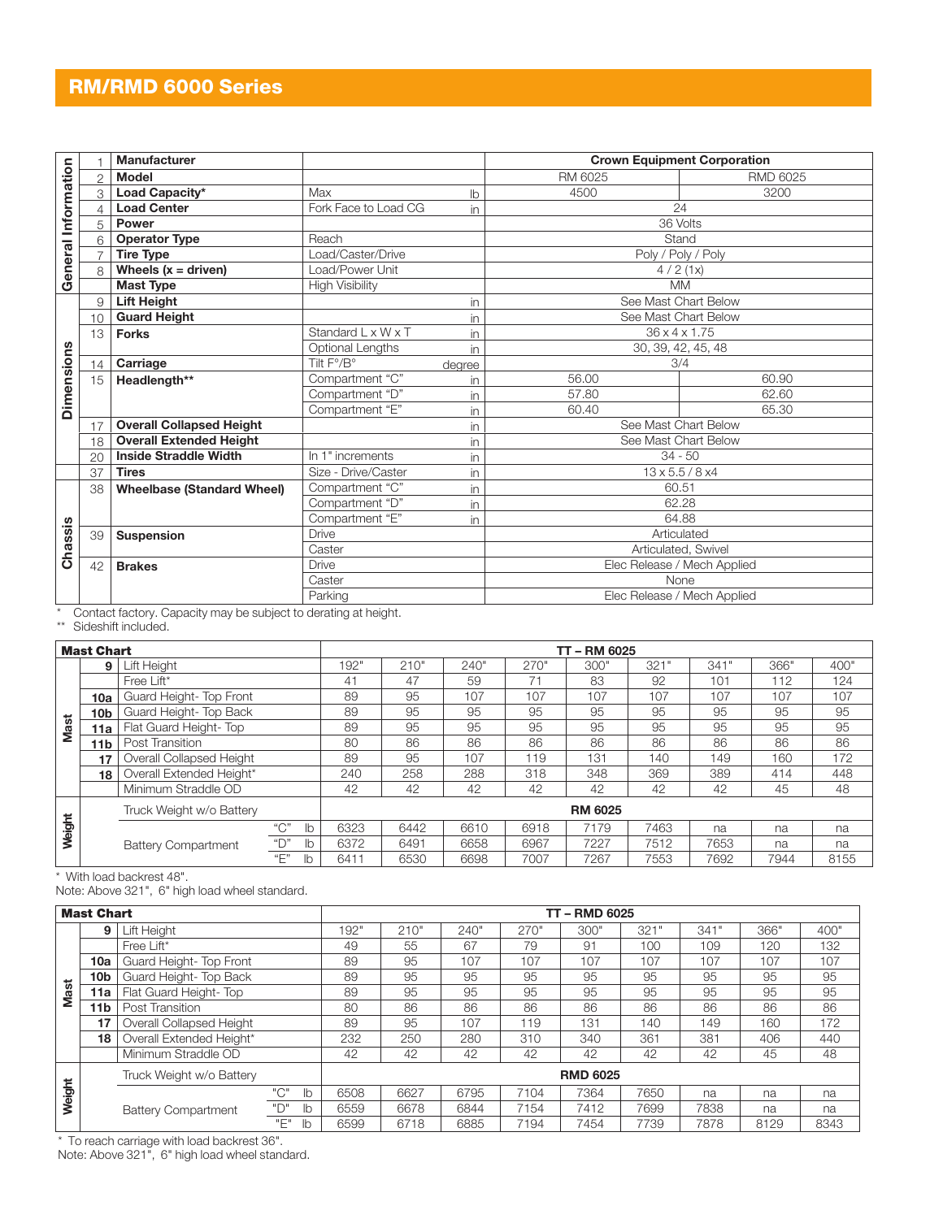## RM/RMD 6000 Series

| | # | Item | | | RM 6025 | RMD 6025 |
|---|---|---|---|---|---|---|
| General Information | 1 | **Manufacturer** | | | Crown Equipment Corporation | |
| | 2 | **Model** | | | RM 6025 | RMD 6025 |
| | 3 | **Load Capacity*** | Max | lb | 4500 | 3200 |
| | 4 | **Load Center** | Fork Face to Load CG | in | 24 | |
| | 5 | **Power** | | | 36 Volts | |
| | 6 | **Operator Type** | Reach | | Stand | |
| | 7 | **Tire Type** | Load/Caster/Drive | | Poly / Poly / Poly | |
| | 8 | **Wheels (x = driven)** | Load/Power Unit | | 4 / 2 (1x) | |
| | | **Mast Type** | High Visibility | | MM | |
| Dimensions | 9 | **Lift Height** | | in | See Mast Chart Below | |
| | 10 | **Guard Height** | | in | See Mast Chart Below | |
| | 13 | **Forks** | Standard L x W x T | in | 36 x 4 x 1.75 | |
| | | | Optional Lengths | in | 30, 39, 42, 45, 48 | |
| | 14 | **Carriage** | Tilt F°/B° | degree | 3/4 | |
| | 15 | **Headlength**** | Compartment "C" | in | 56.00 | 60.90 |
| | | | Compartment "D" | in | 57.80 | 62.60 |
| | | | Compartment "E" | in | 60.40 | 65.30 |
| | 17 | **Overall Collapsed Height** | | in | See Mast Chart Below | |
| | 18 | **Overall Extended Height** | | in | See Mast Chart Below | |
| | 20 | **Inside Straddle Width** | In 1" increments | in | 34 - 50 | |
| | 37 | **Tires** | Size - Drive/Caster | in | 13 x 5.5 / 8 x4 | |
| Chassis | 38 | **Wheelbase (Standard Wheel)** | Compartment "C" | in | 60.51 | |
| | | | Compartment "D" | in | 62.28 | |
| | | | Compartment "E" | in | 64.88 | |
| | 39 | **Suspension** | Drive | | Articulated | |
| | | | Caster | | Articulated, Swivel | |
| | 42 | **Brakes** | Drive | | Elec Release / Mech Applied | |
| | | | Caster | | None | |
| | | | Parking | | Elec Release / Mech Applied | |

\* Contact factory. Capacity may be subject to derating at height.
\** Sideshift included.

| Mast Chart | | | | | TT – RM 6025 | | | | | | | | |
|---|---|---|---|---|---|---|---|---|---|---|---|---|---|
| Mast | 9 | Lift Height | | | 192" | 210" | 240" | 270" | 300" | 321" | 341" | 366" | 400" |
| | | Free Lift* | | | 41 | 47 | 59 | 71 | 83 | 92 | 101 | 112 | 124 |
| | 10a | Guard Height- Top Front | | | 89 | 95 | 107 | 107 | 107 | 107 | 107 | 107 | 107 |
| | 10b | Guard Height- Top Back | | | 89 | 95 | 95 | 95 | 95 | 95 | 95 | 95 | 95 |
| | 11a | Flat Guard Height- Top | | | 89 | 95 | 95 | 95 | 95 | 95 | 95 | 95 | 95 |
| | 11b | Post Transition | | | 80 | 86 | 86 | 86 | 86 | 86 | 86 | 86 | 86 |
| | 17 | Overall Collapsed Height | | | 89 | 95 | 107 | 119 | 131 | 140 | 149 | 160 | 172 |
| | 18 | Overall Extended Height* | | | 240 | 258 | 288 | 318 | 348 | 369 | 389 | 414 | 448 |
| | | Minimum Straddle OD | | | 42 | 42 | 42 | 42 | 42 | 42 | 42 | 45 | 48 |
| Weight | | Truck Weight w/o Battery | | | RM 6025 | | | | | | | | |
| | | Battery Compartment | "C" | lb | 6323 | 6442 | 6610 | 6918 | 7179 | 7463 | na | na | na |
| | | | "D" | lb | 6372 | 6491 | 6658 | 6967 | 7227 | 7512 | 7653 | na | na |
| | | | "E" | lb | 6411 | 6530 | 6698 | 7007 | 7267 | 7553 | 7692 | 7944 | 8155 |

\* With load backrest 48".
Note: Above 321", 6" high load wheel standard.

| Mast Chart | | | | | TT – RMD 6025 | | | | | | | | |
|---|---|---|---|---|---|---|---|---|---|---|---|---|---|
| Mast | 9 | Lift Height | | | 192" | 210" | 240" | 270" | 300" | 321" | 341" | 366" | 400" |
| | | Free Lift* | | | 49 | 55 | 67 | 79 | 91 | 100 | 109 | 120 | 132 |
| | 10a | Guard Height- Top Front | | | 89 | 95 | 107 | 107 | 107 | 107 | 107 | 107 | 107 |
| | 10b | Guard Height- Top Back | | | 89 | 95 | 95 | 95 | 95 | 95 | 95 | 95 | 95 |
| | 11a | Flat Guard Height- Top | | | 89 | 95 | 95 | 95 | 95 | 95 | 95 | 95 | 95 |
| | 11b | Post Transition | | | 80 | 86 | 86 | 86 | 86 | 86 | 86 | 86 | 86 |
| | 17 | Overall Collapsed Height | | | 89 | 95 | 107 | 119 | 131 | 140 | 149 | 160 | 172 |
| | 18 | Overall Extended Height* | | | 232 | 250 | 280 | 310 | 340 | 361 | 381 | 406 | 440 |
| | | Minimum Straddle OD | | | 42 | 42 | 42 | 42 | 42 | 42 | 42 | 45 | 48 |
| Weight | | Truck Weight w/o Battery | | | RMD 6025 | | | | | | | | |
| | | Battery Compartment | "C" | lb | 6508 | 6627 | 6795 | 7104 | 7364 | 7650 | na | na | na |
| | | | "D" | lb | 6559 | 6678 | 6844 | 7154 | 7412 | 7699 | 7838 | na | na |
| | | | "E" | lb | 6599 | 6718 | 6885 | 7194 | 7454 | 7739 | 7878 | 8129 | 8343 |

\* To reach carriage with load backrest 36".
Note: Above 321", 6" high load wheel standard.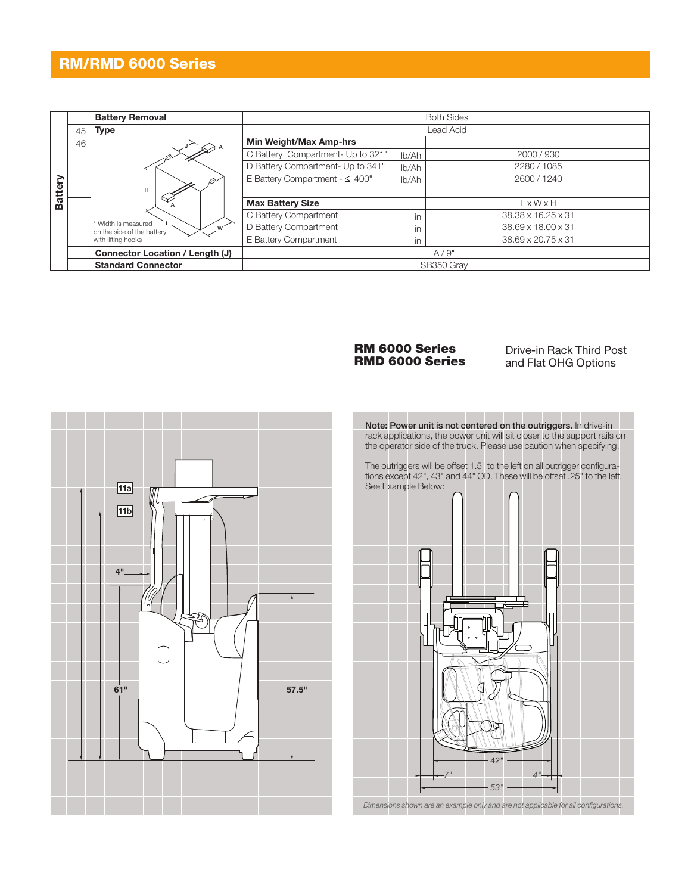## RM/RMD 6000 Series

| | | | | | |
|---|---|---|---|---|---|
| Battery | | Battery Removal | Both Sides | | |
| | 45 | Type | Lead Acid | | |
| | 46 | | **Min Weight/Max Amp-hrs** | | |
| | | | C Battery Compartment- Up to 321" | lb/Ah | 2000 / 930 |
| | | | D Battery Compartment- Up to 341" | lb/Ah | 2280 / 1085 |
| | | | E Battery Compartment - ≤ 400" | lb/Ah | 2600 / 1240 |
| | | \* Width is measured on the side of the battery with lifting hooks | **Max Battery Size** | | L x W x H |
| | | | C Battery Compartment | in | 38.38 x 16.25 x 31 |
| | | | D Battery Compartment | in | 38.69 x 18.00 x 31 |
| | | | E Battery Compartment | in | 38.69 x 20.75 x 31 |
| | | Connector Location / Length (J) | A / 9" | | |
| | | Standard Connector | SB350 Gray | | |

**RM 6000 Series**
**RMD 6000 Series**

Drive-in Rack Third Post and Flat OHG Options

11a
11b
4"
61"
57.5"

**Note: Power unit is not centered on the outriggers.** In drive-in rack applications, the power unit will sit closer to the support rails on the operator side of the truck. Please use caution when specifying.

The outriggers will be offset 1.5" to the left on all outrigger configurations except 42", 43" and 44" OD. These will be offset .25" to the left. See Example Below:

42"
7"
4"
53"

*Dimensions shown are an example only and are not applicable for all configurations.*